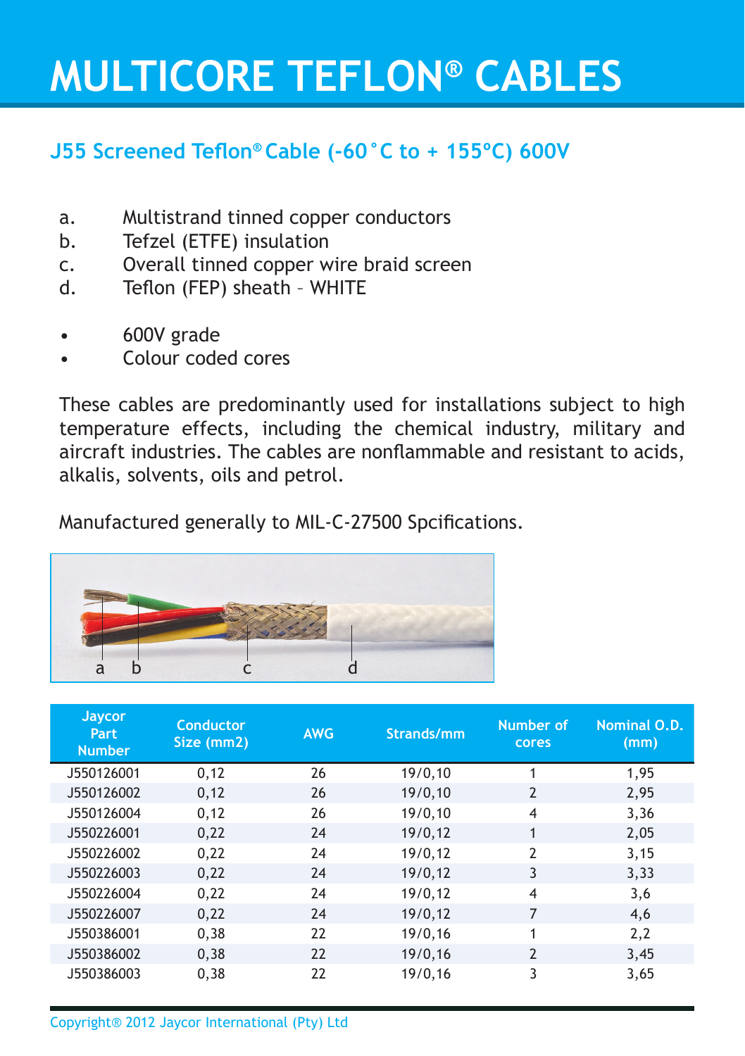# MULTICORE TEFLON® CABLES

## J55 Screened Teflon® Cable (-60˚C to + 155°C) 600V

a. Multistrand tinned copper conductors
b. Tefzel (ETFE) insulation
c. Overall tinned copper wire braid screen
d. Teflon (FEP) sheath – WHITE

- 600V grade
- Colour coded cores

These cables are predominantly used for installations subject to high temperature effects, including the chemical industry, military and aircraft industries. The cables are nonflammable and resistant to acids, alkalis, solvents, oils and petrol.

Manufactured generally to MIL-C-27500 Spcifications.

| Jaycor Part Number | Conductor Size (mm2) | AWG | Strands/mm | Number of cores | Nominal O.D. (mm) |
|---|---|---|---|---|---|
| J550126001 | 0,12 | 26 | 19/0,10 | 1 | 1,95 |
| J550126002 | 0,12 | 26 | 19/0,10 | 2 | 2,95 |
| J550126004 | 0,12 | 26 | 19/0,10 | 4 | 3,36 |
| J550226001 | 0,22 | 24 | 19/0,12 | 1 | 2,05 |
| J550226002 | 0,22 | 24 | 19/0,12 | 2 | 3,15 |
| J550226003 | 0,22 | 24 | 19/0,12 | 3 | 3,33 |
| J550226004 | 0,22 | 24 | 19/0,12 | 4 | 3,6 |
| J550226007 | 0,22 | 24 | 19/0,12 | 7 | 4,6 |
| J550386001 | 0,38 | 22 | 19/0,16 | 1 | 2,2 |
| J550386002 | 0,38 | 22 | 19/0,16 | 2 | 3,45 |
| J550386003 | 0,38 | 22 | 19/0,16 | 3 | 3,65 |

Copyright® 2012 Jaycor International (Pty) Ltd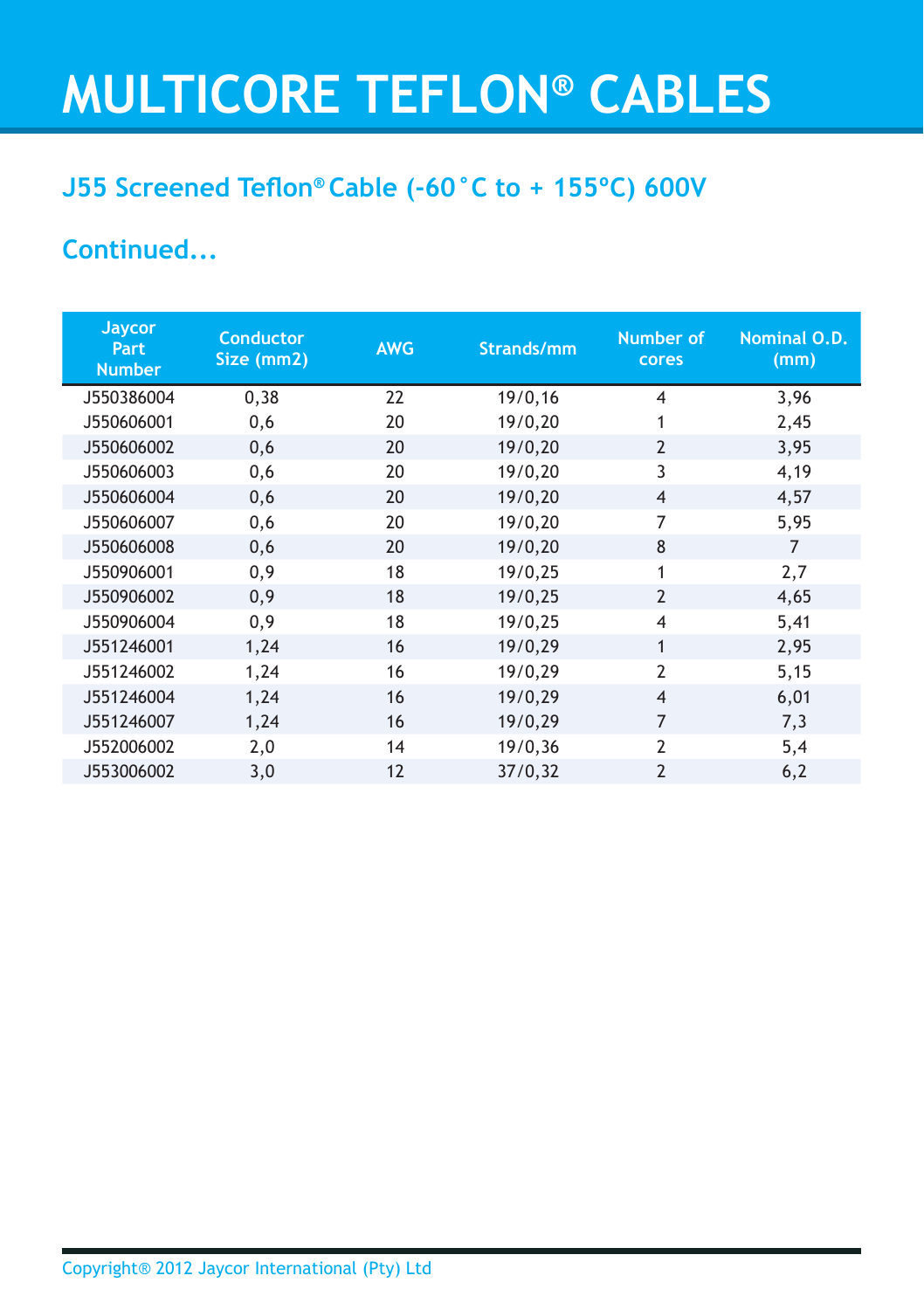# MULTICORE TEFLON® CABLES

## J55 Screened Teflon® Cable (-60˚C to + 155ºC) 600V

## Continued...

| Jaycor Part Number | Conductor Size (mm2) | AWG | Strands/mm | Number of cores | Nominal O.D. (mm) |
|---|---|---|---|---|---|
| J550386004 | 0,38 | 22 | 19/0,16 | 4 | 3,96 |
| J550606001 | 0,6 | 20 | 19/0,20 | 1 | 2,45 |
| J550606002 | 0,6 | 20 | 19/0,20 | 2 | 3,95 |
| J550606003 | 0,6 | 20 | 19/0,20 | 3 | 4,19 |
| J550606004 | 0,6 | 20 | 19/0,20 | 4 | 4,57 |
| J550606007 | 0,6 | 20 | 19/0,20 | 7 | 5,95 |
| J550606008 | 0,6 | 20 | 19/0,20 | 8 | 7 |
| J550906001 | 0,9 | 18 | 19/0,25 | 1 | 2,7 |
| J550906002 | 0,9 | 18 | 19/0,25 | 2 | 4,65 |
| J550906004 | 0,9 | 18 | 19/0,25 | 4 | 5,41 |
| J551246001 | 1,24 | 16 | 19/0,29 | 1 | 2,95 |
| J551246002 | 1,24 | 16 | 19/0,29 | 2 | 5,15 |
| J551246004 | 1,24 | 16 | 19/0,29 | 4 | 6,01 |
| J551246007 | 1,24 | 16 | 19/0,29 | 7 | 7,3 |
| J552006002 | 2,0 | 14 | 19/0,36 | 2 | 5,4 |
| J553006002 | 3,0 | 12 | 37/0,32 | 2 | 6,2 |

Copyright® 2012 Jaycor International (Pty) Ltd